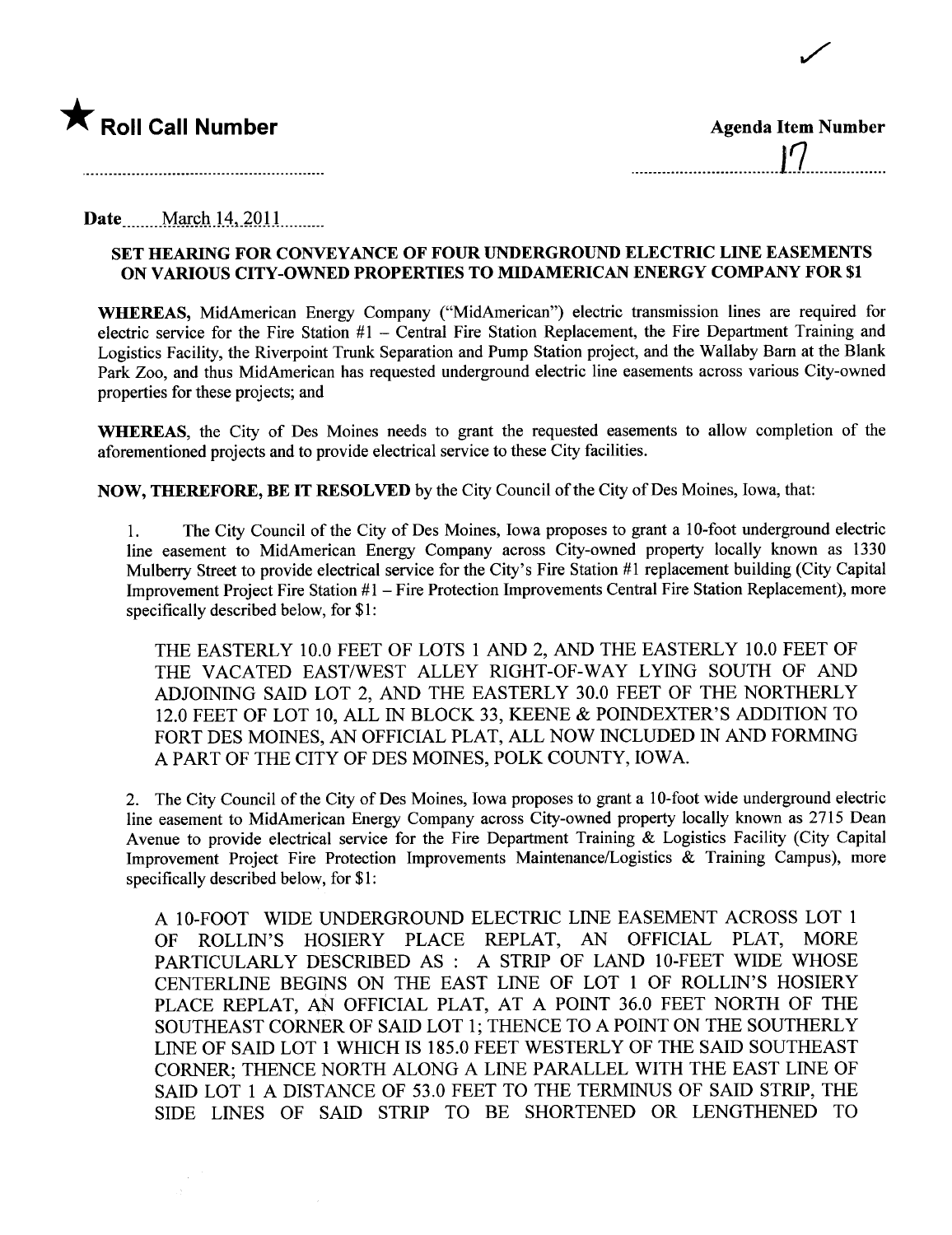★ **Roll Call Number**

**Agenda Item Number**

17

**Date** March 14, 2011

**SET HEARING FOR CONVEYANCE OF FOUR UNDERGROUND ELECTRIC LINE EASEMENTS ON VARIOUS CITY-OWNED PROPERTIES TO MIDAMERICAN ENERGY COMPANY FOR $1**

**WHEREAS,** MidAmerican Energy Company ("MidAmerican") electric transmission lines are required for electric service for the Fire Station #1 – Central Fire Station Replacement, the Fire Department Training and Logistics Facility, the Riverpoint Trunk Separation and Pump Station project, and the Wallaby Barn at the Blank Park Zoo, and thus MidAmerican has requested underground electric line easements across various City-owned properties for these projects; and

**WHEREAS,** the City of Des Moines needs to grant the requested easements to allow completion of the aforementioned projects and to provide electrical service to these City facilities.

**NOW, THEREFORE, BE IT RESOLVED** by the City Council of the City of Des Moines, Iowa, that:

1. The City Council of the City of Des Moines, Iowa proposes to grant a 10-foot underground electric line easement to MidAmerican Energy Company across City-owned property locally known as 1330 Mulberry Street to provide electrical service for the City's Fire Station #1 replacement building (City Capital Improvement Project Fire Station #1 – Fire Protection Improvements Central Fire Station Replacement), more specifically described below, for $1:

THE EASTERLY 10.0 FEET OF LOTS 1 AND 2, AND THE EASTERLY 10.0 FEET OF THE VACATED EAST/WEST ALLEY RIGHT-OF-WAY LYING SOUTH OF AND ADJOINING SAID LOT 2, AND THE EASTERLY 30.0 FEET OF THE NORTHERLY 12.0 FEET OF LOT 10, ALL IN BLOCK 33, KEENE & POINDEXTER'S ADDITION TO FORT DES MOINES, AN OFFICIAL PLAT, ALL NOW INCLUDED IN AND FORMING A PART OF THE CITY OF DES MOINES, POLK COUNTY, IOWA.

2. The City Council of the City of Des Moines, Iowa proposes to grant a 10-foot wide underground electric line easement to MidAmerican Energy Company across City-owned property locally known as 2715 Dean Avenue to provide electrical service for the Fire Department Training & Logistics Facility (City Capital Improvement Project Fire Protection Improvements Maintenance/Logistics & Training Campus), more specifically described below, for $1:

A 10-FOOT WIDE UNDERGROUND ELECTRIC LINE EASEMENT ACROSS LOT 1 OF ROLLIN'S HOSIERY PLACE REPLAT, AN OFFICIAL PLAT, MORE PARTICULARLY DESCRIBED AS : A STRIP OF LAND 10-FEET WIDE WHOSE CENTERLINE BEGINS ON THE EAST LINE OF LOT 1 OF ROLLIN'S HOSIERY PLACE REPLAT, AN OFFICIAL PLAT, AT A POINT 36.0 FEET NORTH OF THE SOUTHEAST CORNER OF SAID LOT 1; THENCE TO A POINT ON THE SOUTHERLY LINE OF SAID LOT 1 WHICH IS 185.0 FEET WESTERLY OF THE SAID SOUTHEAST CORNER; THENCE NORTH ALONG A LINE PARALLEL WITH THE EAST LINE OF SAID LOT 1 A DISTANCE OF 53.0 FEET TO THE TERMINUS OF SAID STRIP, THE SIDE LINES OF SAID STRIP TO BE SHORTENED OR LENGTHENED TO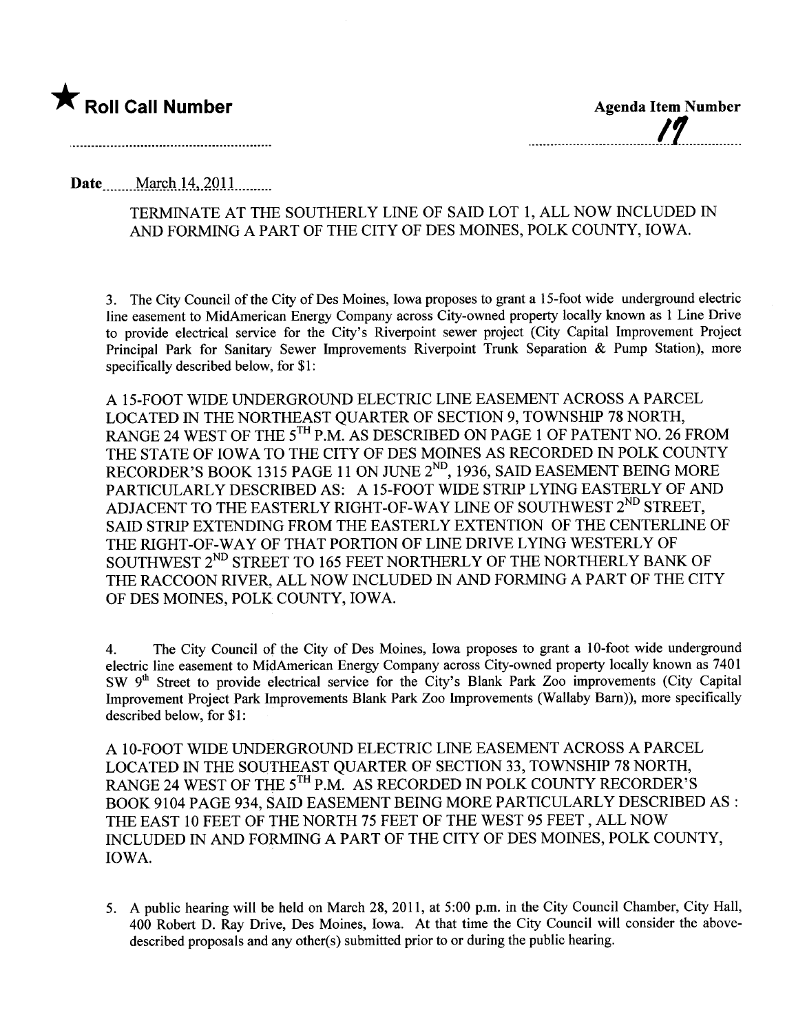★ **Roll Call Number**

**Agenda Item Number**
17

**Date** March 14, 2011

TERMINATE AT THE SOUTHERLY LINE OF SAID LOT 1, ALL NOW INCLUDED IN AND FORMING A PART OF THE CITY OF DES MOINES, POLK COUNTY, IOWA.

3. The City Council of the City of Des Moines, Iowa proposes to grant a 15-foot wide underground electric line easement to MidAmerican Energy Company across City-owned property locally known as 1 Line Drive to provide electrical service for the City's Riverpoint sewer project (City Capital Improvement Project Principal Park for Sanitary Sewer Improvements Riverpoint Trunk Separation & Pump Station), more specifically described below, for $1:

A 15-FOOT WIDE UNDERGROUND ELECTRIC LINE EASEMENT ACROSS A PARCEL LOCATED IN THE NORTHEAST QUARTER OF SECTION 9, TOWNSHIP 78 NORTH, RANGE 24 WEST OF THE 5TH P.M. AS DESCRIBED ON PAGE 1 OF PATENT NO. 26 FROM THE STATE OF IOWA TO THE CITY OF DES MOINES AS RECORDED IN POLK COUNTY RECORDER'S BOOK 1315 PAGE 11 ON JUNE 2ND, 1936, SAID EASEMENT BEING MORE PARTICULARLY DESCRIBED AS: A 15-FOOT WIDE STRIP LYING EASTERLY OF AND ADJACENT TO THE EASTERLY RIGHT-OF-WAY LINE OF SOUTHWEST 2ND STREET, SAID STRIP EXTENDING FROM THE EASTERLY EXTENTION OF THE CENTERLINE OF THE RIGHT-OF-WAY OF THAT PORTION OF LINE DRIVE LYING WESTERLY OF SOUTHWEST 2ND STREET TO 165 FEET NORTHERLY OF THE NORTHERLY BANK OF THE RACCOON RIVER, ALL NOW INCLUDED IN AND FORMING A PART OF THE CITY OF DES MOINES, POLK COUNTY, IOWA.

4. The City Council of the City of Des Moines, Iowa proposes to grant a 10-foot wide underground electric line easement to MidAmerican Energy Company across City-owned property locally known as 7401 SW 9th Street to provide electrical service for the City's Blank Park Zoo improvements (City Capital Improvement Project Park Improvements Blank Park Zoo Improvements (Wallaby Barn)), more specifically described below, for $1:

A 10-FOOT WIDE UNDERGROUND ELECTRIC LINE EASEMENT ACROSS A PARCEL LOCATED IN THE SOUTHEAST QUARTER OF SECTION 33, TOWNSHIP 78 NORTH, RANGE 24 WEST OF THE 5TH P.M. AS RECORDED IN POLK COUNTY RECORDER'S BOOK 9104 PAGE 934, SAID EASEMENT BEING MORE PARTICULARLY DESCRIBED AS : THE EAST 10 FEET OF THE NORTH 75 FEET OF THE WEST 95 FEET , ALL NOW INCLUDED IN AND FORMING A PART OF THE CITY OF DES MOINES, POLK COUNTY, IOWA.

5. A public hearing will be held on March 28, 2011, at 5:00 p.m. in the City Council Chamber, City Hall, 400 Robert D. Ray Drive, Des Moines, Iowa. At that time the City Council will consider the above-described proposals and any other(s) submitted prior to or during the public hearing.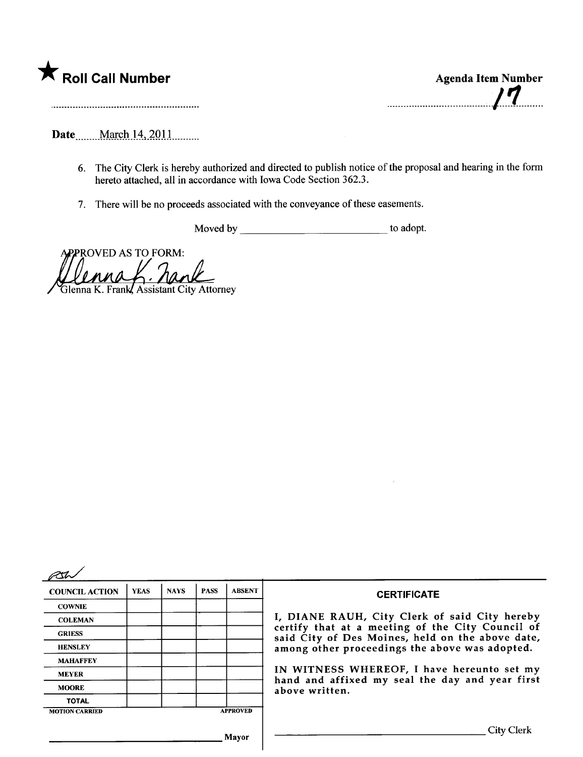★ **Roll Call Number**

**Agenda Item Number**

17

**Date** March 14, 2011

6. The City Clerk is hereby authorized and directed to publish notice of the proposal and hearing in the form hereto attached, all in accordance with Iowa Code Section 362.3.

7. There will be no proceeds associated with the conveyance of these easements.

Moved by ______________________ to adopt.

APPROVED AS TO FORM:

Glenna K. Frank, Assistant City Attorney

| COUNCIL ACTION | YEAS | NAYS | PASS | ABSENT |
|---|---|---|---|---|
| COWNIE | | | | |
| COLEMAN | | | | |
| GRIESS | | | | |
| HENSLEY | | | | |
| MAHAFFEY | | | | |
| MEYER | | | | |
| MOORE | | | | |
| TOTAL | | | | |

MOTION CARRIED APPROVED

______________________ Mayor

**CERTIFICATE**

I, DIANE RAUH, City Clerk of said City hereby certify that at a meeting of the City Council of said City of Des Moines, held on the above date, among other proceedings the above was adopted.

IN WITNESS WHEREOF, I have hereunto set my hand and affixed my seal the day and year first above written.

______________________ City Clerk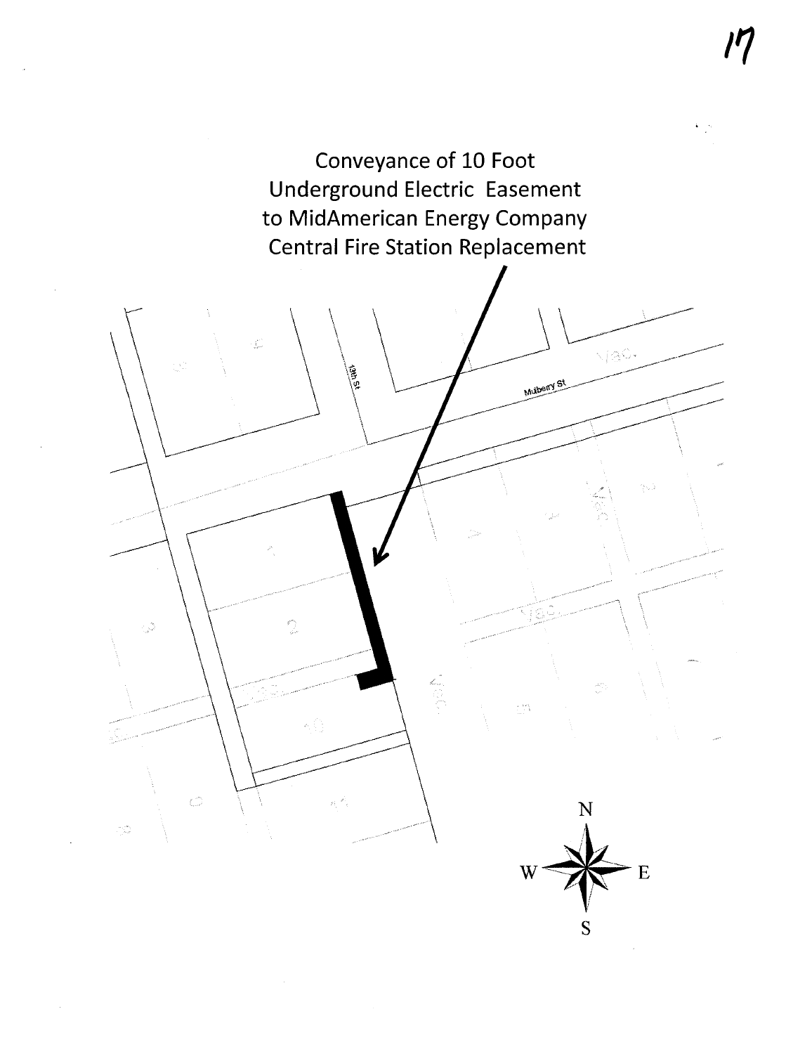Conveyance of 10 Foot Underground Electric Easement to MidAmerican Energy Company Central Fire Station Replacement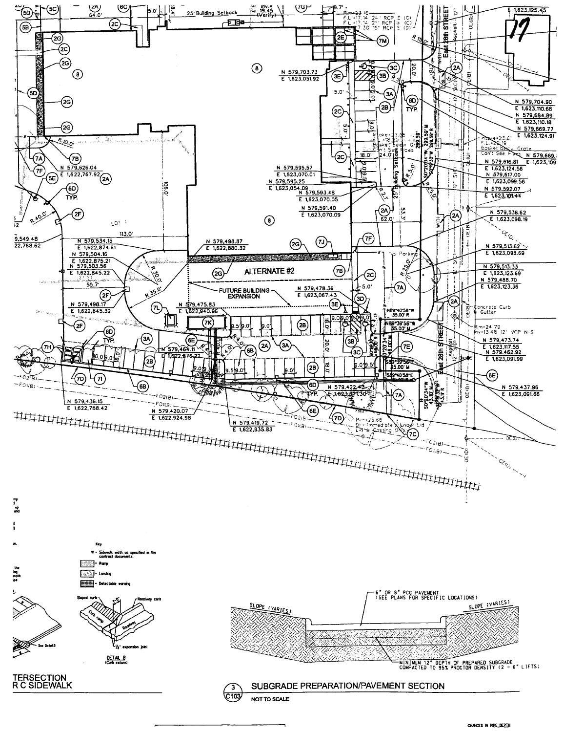25' Building Setback

East 28th STREET

ALTERNATE #2

FUTURE BUILDING EXPANSION

Key

W - Sidewalk width as specified in the contract documents.

- Ramp

- Landing

- Detectable warning

DETAIL B
(Curb return)

TERSECTION
R C SIDEWALK

6" OR 8" PCC PAVEMENT
(SEE PLANS FOR SPECIFIC LOCATIONS)

SLOPE (VARIES)

SLOPE (VARIES)

MINIMUM 12" DEPTH OF PREPARED SUBGRADE COMPACTED TO 95% PROCTOR DENSITY (2 - 6" LIFTS)

## 3 / C103 SUBGRADE PREPARATION/PAVEMENT SECTION

NOT TO SCALE

CHANGES IN PIPE DEPTH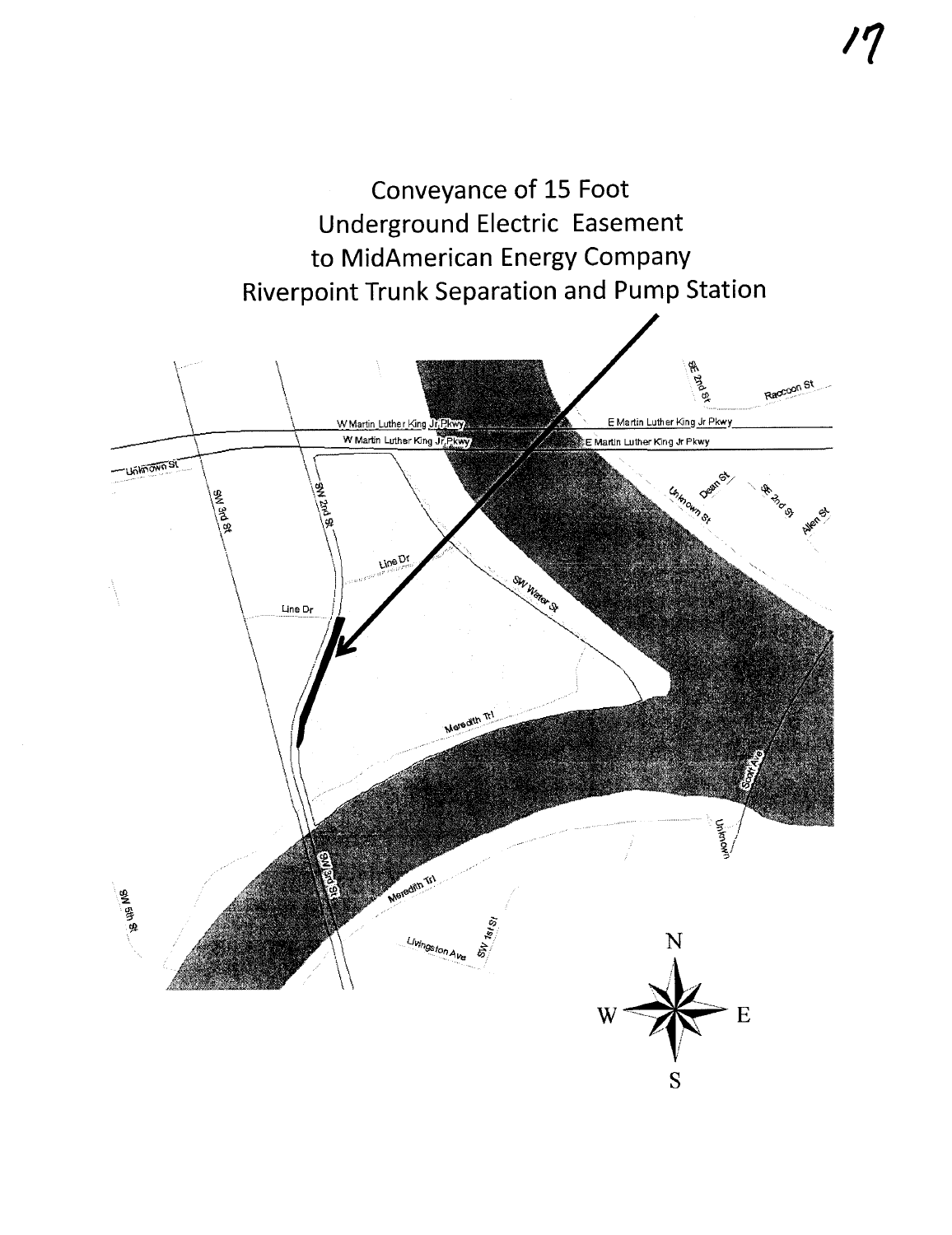# Conveyance of 15 Foot Underground Electric Easement to MidAmerican Energy Company Riverpoint Trunk Separation and Pump Station

W Martin Luther King Jr Pkwy

E Martin Luther King Jr Pkwy

SE 2nd St

Raccoon St

Unknown St

SW 3rd St

SW 2nd St

Dean St

SE 2nd St

Allen St

Line Dr

SW Water St

Meredith Trl

Scott Ave

Unknown

SW 5th St

Livingston Ave

SW 1st St

N

W

E

S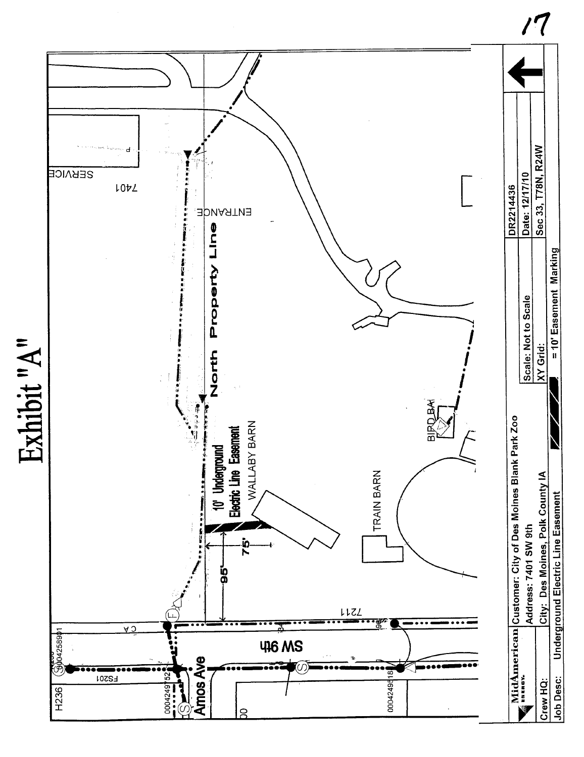# Exhibit "A"

10' Underground Electric Line Easement

North Property Line

WALLABY BARN

TRAIN BARN

BIRD BA

ENTRANCE

SERVICE

7401

7211

SW 9th

Amos Ave

95'

75'

H236

FS201

0004258901

0004249752

0004249518

| | | |
|---|---|---|
| MidAmerican ENERGY | Customer: City of Des Moines Blank Park Zoo | DR2214436 |
| | Address: 7401 SW 9th | Scale: Not to Scale | Date: 12/17/10 |
| Crew HQ: | City: Des Moines, Polk County IA | XY Grid: | Sec 33, T78N, R24W |
| Job Desc: | Underground Electric Line Easement | = 10' Easement Marking | |